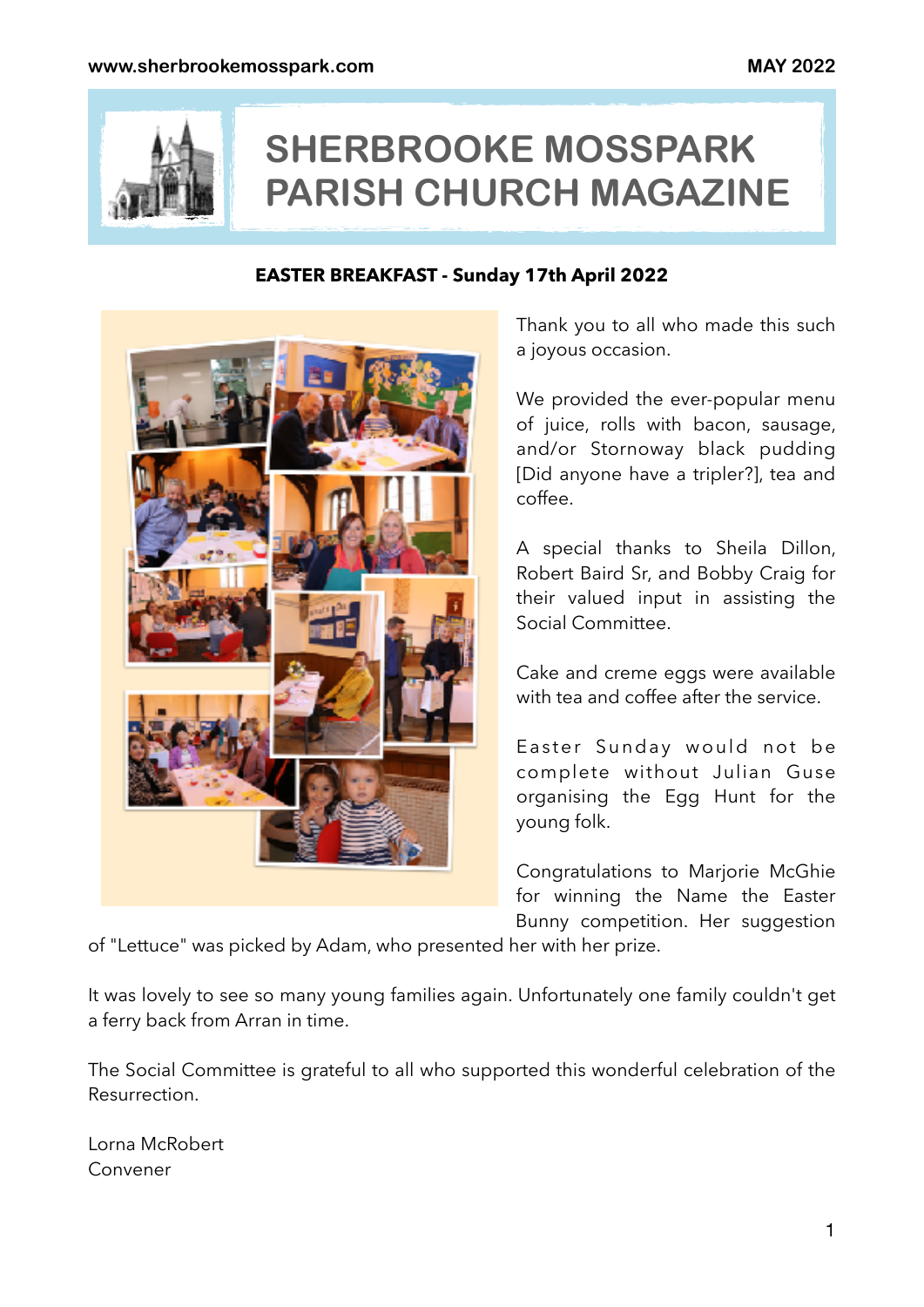# SHERBROOKE MOSSPARK PARISH CHURCH MAGAZINE

**EASTER BREAKFAST - Sunday 17th April 2022**

Thank you to all who made this such a joyous occasion.

We provided the ever-popular menu of juice, rolls with bacon, sausage, and/or Stornoway black pudding [Did anyone have a tripler?], tea and coffee.

A special thanks to Sheila Dillon, Robert Baird Sr, and Bobby Craig for their valued input in assisting the Social Committee.

Cake and creme eggs were available with tea and coffee after the service.

Easter Sunday would not be complete without Julian Guse organising the Egg Hunt for the young folk.

Congratulations to Marjorie McGhie for winning the Name the Easter Bunny competition. Her suggestion of "Lettuce" was picked by Adam, who presented her with her prize.

It was lovely to see so many young families again. Unfortunately one family couldn't get a ferry back from Arran in time.

The Social Committee is grateful to all who supported this wonderful celebration of the Resurrection.

Lorna McRobert
Convener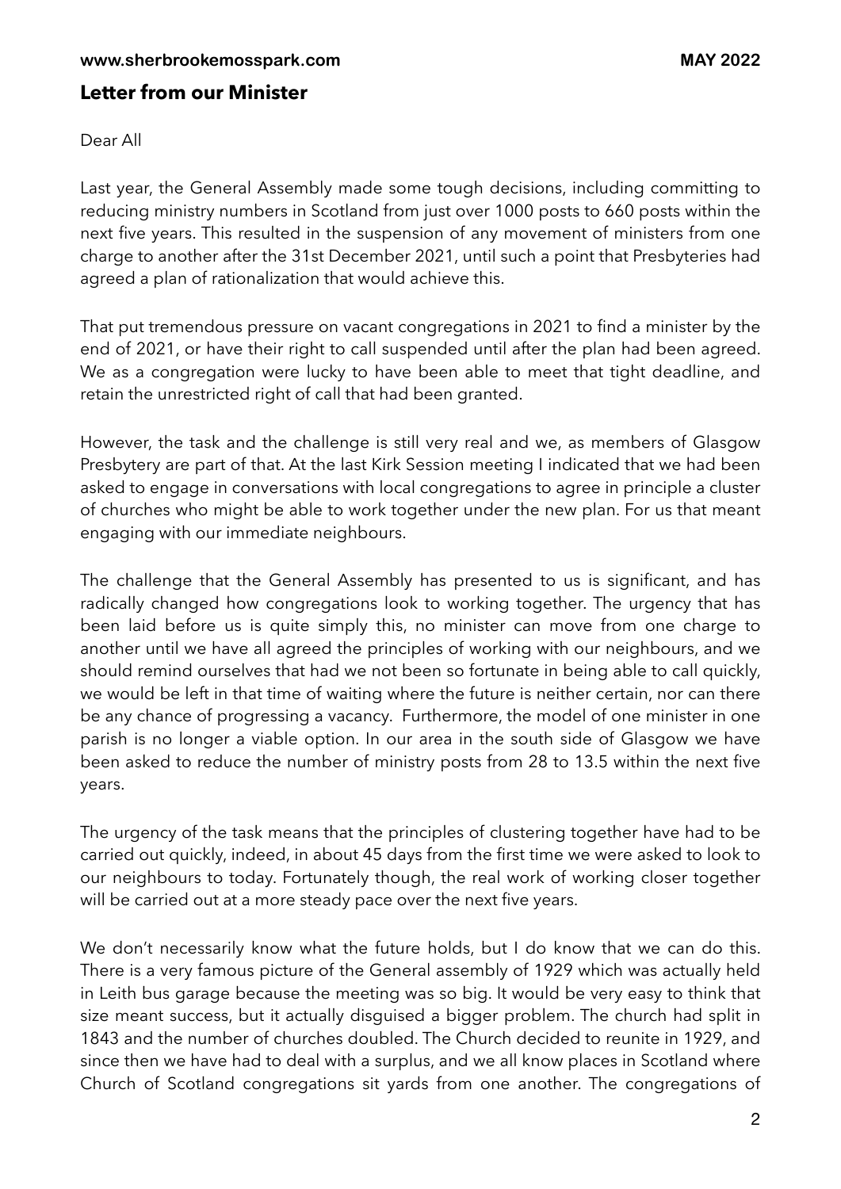## Letter from our Minister

Dear All

Last year, the General Assembly made some tough decisions, including committing to reducing ministry numbers in Scotland from just over 1000 posts to 660 posts within the next five years. This resulted in the suspension of any movement of ministers from one charge to another after the 31st December 2021, until such a point that Presbyteries had agreed a plan of rationalization that would achieve this.

That put tremendous pressure on vacant congregations in 2021 to find a minister by the end of 2021, or have their right to call suspended until after the plan had been agreed. We as a congregation were lucky to have been able to meet that tight deadline, and retain the unrestricted right of call that had been granted.

However, the task and the challenge is still very real and we, as members of Glasgow Presbytery are part of that. At the last Kirk Session meeting I indicated that we had been asked to engage in conversations with local congregations to agree in principle a cluster of churches who might be able to work together under the new plan. For us that meant engaging with our immediate neighbours.

The challenge that the General Assembly has presented to us is significant, and has radically changed how congregations look to working together. The urgency that has been laid before us is quite simply this, no minister can move from one charge to another until we have all agreed the principles of working with our neighbours, and we should remind ourselves that had we not been so fortunate in being able to call quickly, we would be left in that time of waiting where the future is neither certain, nor can there be any chance of progressing a vacancy. Furthermore, the model of one minister in one parish is no longer a viable option. In our area in the south side of Glasgow we have been asked to reduce the number of ministry posts from 28 to 13.5 within the next five years.

The urgency of the task means that the principles of clustering together have had to be carried out quickly, indeed, in about 45 days from the first time we were asked to look to our neighbours to today. Fortunately though, the real work of working closer together will be carried out at a more steady pace over the next five years.

We don't necessarily know what the future holds, but I do know that we can do this. There is a very famous picture of the General assembly of 1929 which was actually held in Leith bus garage because the meeting was so big. It would be very easy to think that size meant success, but it actually disguised a bigger problem. The church had split in 1843 and the number of churches doubled. The Church decided to reunite in 1929, and since then we have had to deal with a surplus, and we all know places in Scotland where Church of Scotland congregations sit yards from one another. The congregations of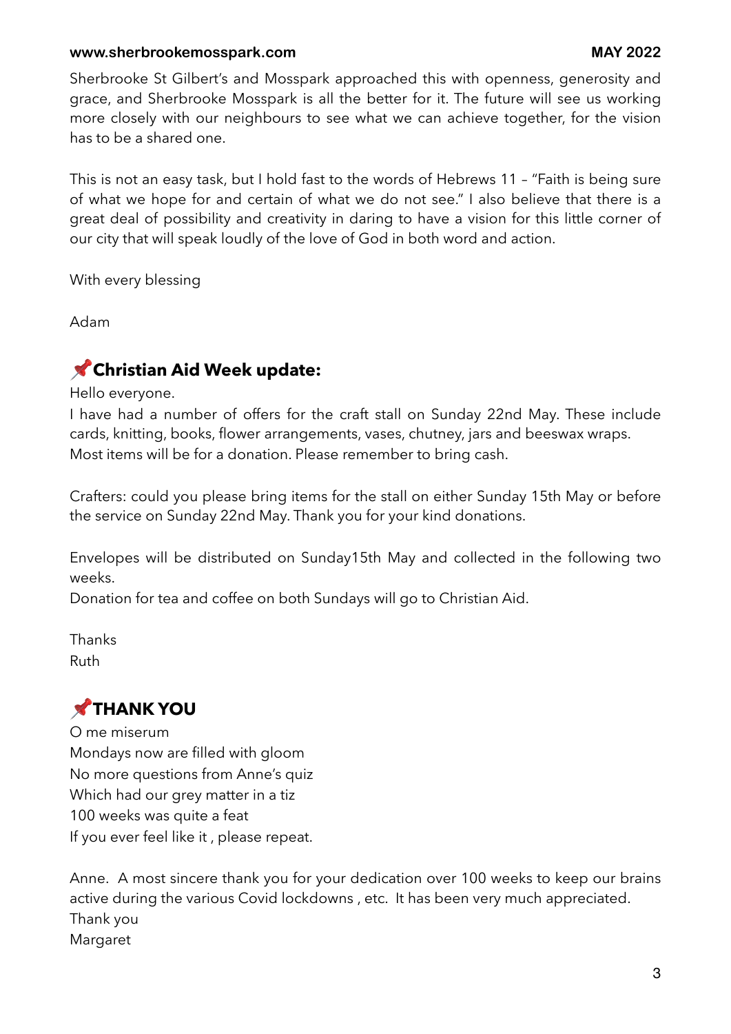Sherbrooke St Gilbert's and Mosspark approached this with openness, generosity and grace, and Sherbrooke Mosspark is all the better for it. The future will see us working more closely with our neighbours to see what we can achieve together, for the vision has to be a shared one.

This is not an easy task, but I hold fast to the words of Hebrews 11 – "Faith is being sure of what we hope for and certain of what we do not see." I also believe that there is a great deal of possibility and creativity in daring to have a vision for this little corner of our city that will speak loudly of the love of God in both word and action.

With every blessing

Adam

## 📌Christian Aid Week update:

Hello everyone.

I have had a number of offers for the craft stall on Sunday 22nd May. These include cards, knitting, books, flower arrangements, vases, chutney, jars and beeswax wraps. Most items will be for a donation. Please remember to bring cash.

Crafters: could you please bring items for the stall on either Sunday 15th May or before the service on Sunday 22nd May. Thank you for your kind donations.

Envelopes will be distributed on Sunday15th May and collected in the following two weeks.

Donation for tea and coffee on both Sundays will go to Christian Aid.

Thanks  
Ruth

## 📌THANK YOU

O me miserum  
Mondays now are filled with gloom  
No more questions from Anne's quiz  
Which had our grey matter in a tiz  
100 weeks was quite a feat  
If you ever feel like it , please repeat.

Anne. A most sincere thank you for your dedication over 100 weeks to keep our brains active during the various Covid lockdowns , etc. It has been very much appreciated.  
Thank you  
Margaret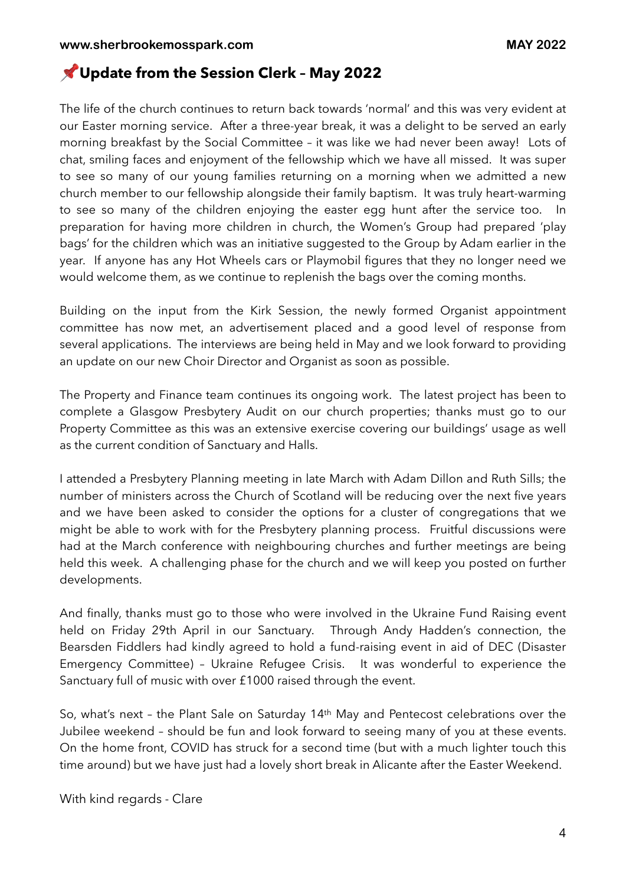## 📌Update from the Session Clerk – May 2022

The life of the church continues to return back towards 'normal' and this was very evident at our Easter morning service. After a three-year break, it was a delight to be served an early morning breakfast by the Social Committee – it was like we had never been away! Lots of chat, smiling faces and enjoyment of the fellowship which we have all missed. It was super to see so many of our young families returning on a morning when we admitted a new church member to our fellowship alongside their family baptism. It was truly heart-warming to see so many of the children enjoying the easter egg hunt after the service too. In preparation for having more children in church, the Women's Group had prepared 'play bags' for the children which was an initiative suggested to the Group by Adam earlier in the year. If anyone has any Hot Wheels cars or Playmobil figures that they no longer need we would welcome them, as we continue to replenish the bags over the coming months.

Building on the input from the Kirk Session, the newly formed Organist appointment committee has now met, an advertisement placed and a good level of response from several applications. The interviews are being held in May and we look forward to providing an update on our new Choir Director and Organist as soon as possible.

The Property and Finance team continues its ongoing work. The latest project has been to complete a Glasgow Presbytery Audit on our church properties; thanks must go to our Property Committee as this was an extensive exercise covering our buildings' usage as well as the current condition of Sanctuary and Halls.

I attended a Presbytery Planning meeting in late March with Adam Dillon and Ruth Sills; the number of ministers across the Church of Scotland will be reducing over the next five years and we have been asked to consider the options for a cluster of congregations that we might be able to work with for the Presbytery planning process. Fruitful discussions were had at the March conference with neighbouring churches and further meetings are being held this week. A challenging phase for the church and we will keep you posted on further developments.

And finally, thanks must go to those who were involved in the Ukraine Fund Raising event held on Friday 29th April in our Sanctuary. Through Andy Hadden's connection, the Bearsden Fiddlers had kindly agreed to hold a fund-raising event in aid of DEC (Disaster Emergency Committee) – Ukraine Refugee Crisis. It was wonderful to experience the Sanctuary full of music with over £1000 raised through the event.

So, what's next – the Plant Sale on Saturday 14th May and Pentecost celebrations over the Jubilee weekend – should be fun and look forward to seeing many of you at these events. On the home front, COVID has struck for a second time (but with a much lighter touch this time around) but we have just had a lovely short break in Alicante after the Easter Weekend.

With kind regards - Clare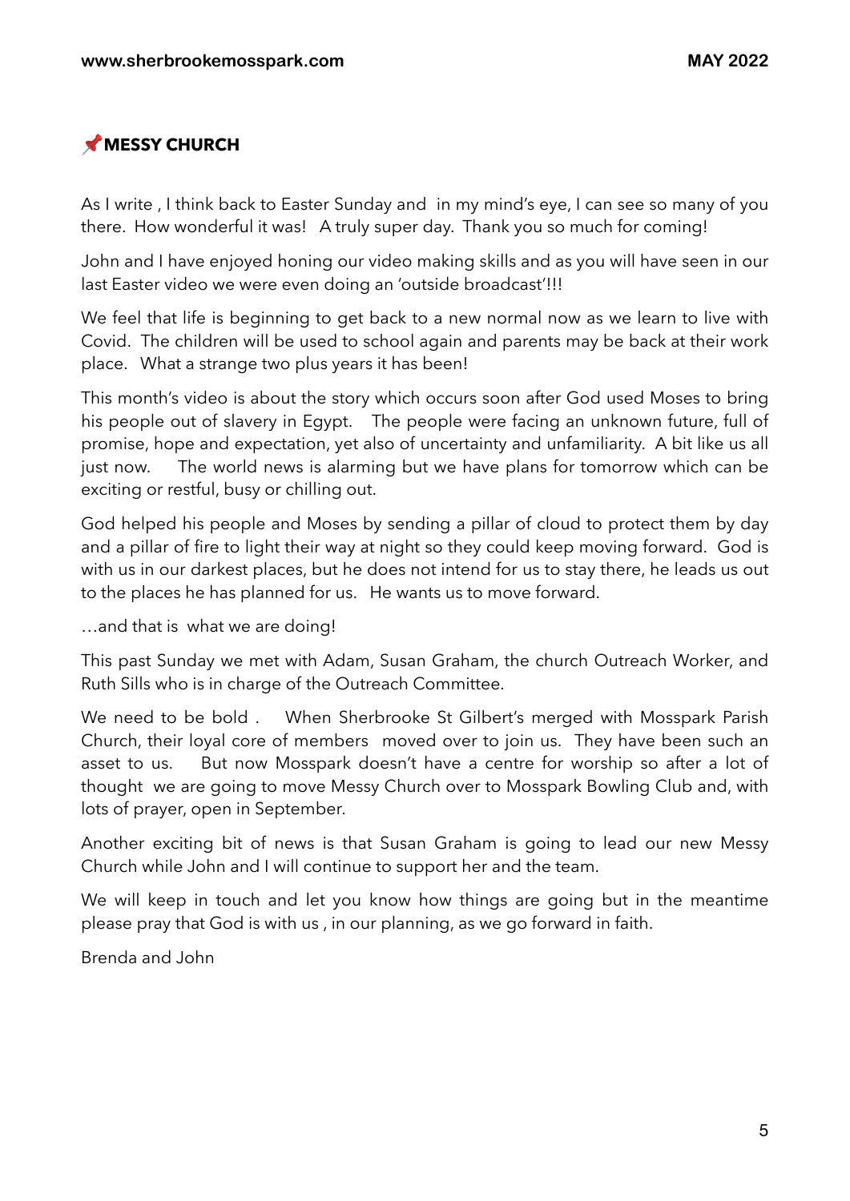## 📌MESSY CHURCH

As I write , I think back to Easter Sunday and in my mind's eye, I can see so many of you there. How wonderful it was! A truly super day. Thank you so much for coming!

John and I have enjoyed honing our video making skills and as you will have seen in our last Easter video we were even doing an 'outside broadcast'!!!

We feel that life is beginning to get back to a new normal now as we learn to live with Covid. The children will be used to school again and parents may be back at their work place. What a strange two plus years it has been!

This month's video is about the story which occurs soon after God used Moses to bring his people out of slavery in Egypt. The people were facing an unknown future, full of promise, hope and expectation, yet also of uncertainty and unfamiliarity. A bit like us all just now. The world news is alarming but we have plans for tomorrow which can be exciting or restful, busy or chilling out.

God helped his people and Moses by sending a pillar of cloud to protect them by day and a pillar of fire to light their way at night so they could keep moving forward. God is with us in our darkest places, but he does not intend for us to stay there, he leads us out to the places he has planned for us. He wants us to move forward.

…and that is what we are doing!

This past Sunday we met with Adam, Susan Graham, the church Outreach Worker, and Ruth Sills who is in charge of the Outreach Committee.

We need to be bold . When Sherbrooke St Gilbert's merged with Mosspark Parish Church, their loyal core of members moved over to join us. They have been such an asset to us. But now Mosspark doesn't have a centre for worship so after a lot of thought we are going to move Messy Church over to Mosspark Bowling Club and, with lots of prayer, open in September.

Another exciting bit of news is that Susan Graham is going to lead our new Messy Church while John and I will continue to support her and the team.

We will keep in touch and let you know how things are going but in the meantime please pray that God is with us , in our planning, as we go forward in faith.

Brenda and John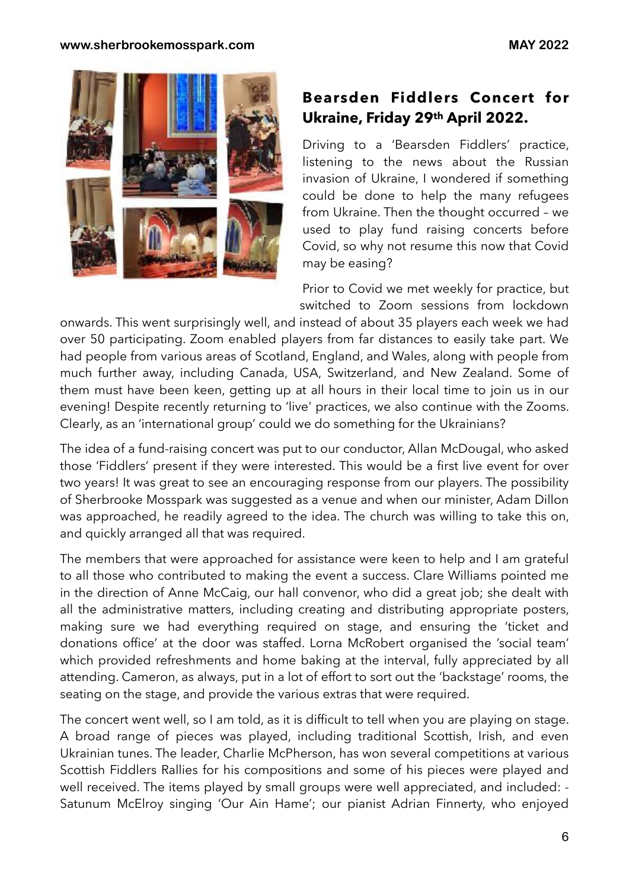## Bearsden Fiddlers Concert for Ukraine, Friday 29th April 2022.

Driving to a 'Bearsden Fiddlers' practice, listening to the news about the Russian invasion of Ukraine, I wondered if something could be done to help the many refugees from Ukraine. Then the thought occurred – we used to play fund raising concerts before Covid, so why not resume this now that Covid may be easing?

Prior to Covid we met weekly for practice, but switched to Zoom sessions from lockdown onwards. This went surprisingly well, and instead of about 35 players each week we had over 50 participating. Zoom enabled players from far distances to easily take part. We had people from various areas of Scotland, England, and Wales, along with people from much further away, including Canada, USA, Switzerland, and New Zealand. Some of them must have been keen, getting up at all hours in their local time to join us in our evening! Despite recently returning to 'live' practices, we also continue with the Zooms. Clearly, as an 'international group' could we do something for the Ukrainians?

The idea of a fund-raising concert was put to our conductor, Allan McDougal, who asked those 'Fiddlers' present if they were interested. This would be a first live event for over two years! It was great to see an encouraging response from our players. The possibility of Sherbrooke Mosspark was suggested as a venue and when our minister, Adam Dillon was approached, he readily agreed to the idea. The church was willing to take this on, and quickly arranged all that was required.

The members that were approached for assistance were keen to help and I am grateful to all those who contributed to making the event a success. Clare Williams pointed me in the direction of Anne McCaig, our hall convenor, who did a great job; she dealt with all the administrative matters, including creating and distributing appropriate posters, making sure we had everything required on stage, and ensuring the 'ticket and donations office' at the door was staffed. Lorna McRobert organised the 'social team' which provided refreshments and home baking at the interval, fully appreciated by all attending. Cameron, as always, put in a lot of effort to sort out the 'backstage' rooms, the seating on the stage, and provide the various extras that were required.

The concert went well, so I am told, as it is difficult to tell when you are playing on stage. A broad range of pieces was played, including traditional Scottish, Irish, and even Ukrainian tunes. The leader, Charlie McPherson, has won several competitions at various Scottish Fiddlers Rallies for his compositions and some of his pieces were played and well received. The items played by small groups were well appreciated, and included: - Satunum McElroy singing 'Our Ain Hame'; our pianist Adrian Finnerty, who enjoyed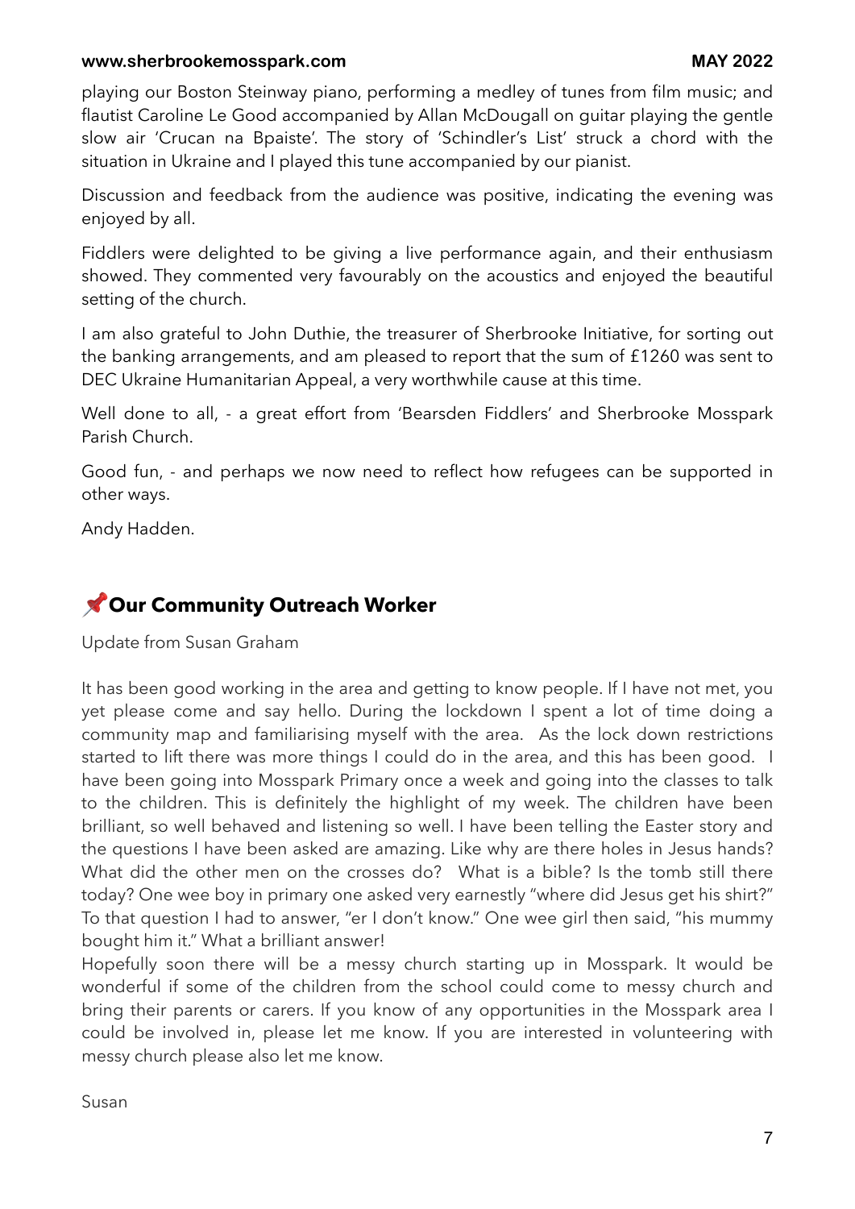playing our Boston Steinway piano, performing a medley of tunes from film music; and flautist Caroline Le Good accompanied by Allan McDougall on guitar playing the gentle slow air 'Crucan na Bpaiste'. The story of 'Schindler's List' struck a chord with the situation in Ukraine and I played this tune accompanied by our pianist.

Discussion and feedback from the audience was positive, indicating the evening was enjoyed by all.

Fiddlers were delighted to be giving a live performance again, and their enthusiasm showed. They commented very favourably on the acoustics and enjoyed the beautiful setting of the church.

I am also grateful to John Duthie, the treasurer of Sherbrooke Initiative, for sorting out the banking arrangements, and am pleased to report that the sum of £1260 was sent to DEC Ukraine Humanitarian Appeal, a very worthwhile cause at this time.

Well done to all, - a great effort from 'Bearsden Fiddlers' and Sherbrooke Mosspark Parish Church.

Good fun, - and perhaps we now need to reflect how refugees can be supported in other ways.

Andy Hadden.

## 📌Our Community Outreach Worker

Update from Susan Graham

It has been good working in the area and getting to know people. If I have not met, you yet please come and say hello. During the lockdown I spent a lot of time doing a community map and familiarising myself with the area. As the lock down restrictions started to lift there was more things I could do in the area, and this has been good. I have been going into Mosspark Primary once a week and going into the classes to talk to the children. This is definitely the highlight of my week. The children have been brilliant, so well behaved and listening so well. I have been telling the Easter story and the questions I have been asked are amazing. Like why are there holes in Jesus hands? What did the other men on the crosses do? What is a bible? Is the tomb still there today? One wee boy in primary one asked very earnestly "where did Jesus get his shirt?" To that question I had to answer, "er I don't know." One wee girl then said, "his mummy bought him it." What a brilliant answer!

Hopefully soon there will be a messy church starting up in Mosspark. It would be wonderful if some of the children from the school could come to messy church and bring their parents or carers. If you know of any opportunities in the Mosspark area I could be involved in, please let me know. If you are interested in volunteering with messy church please also let me know.

Susan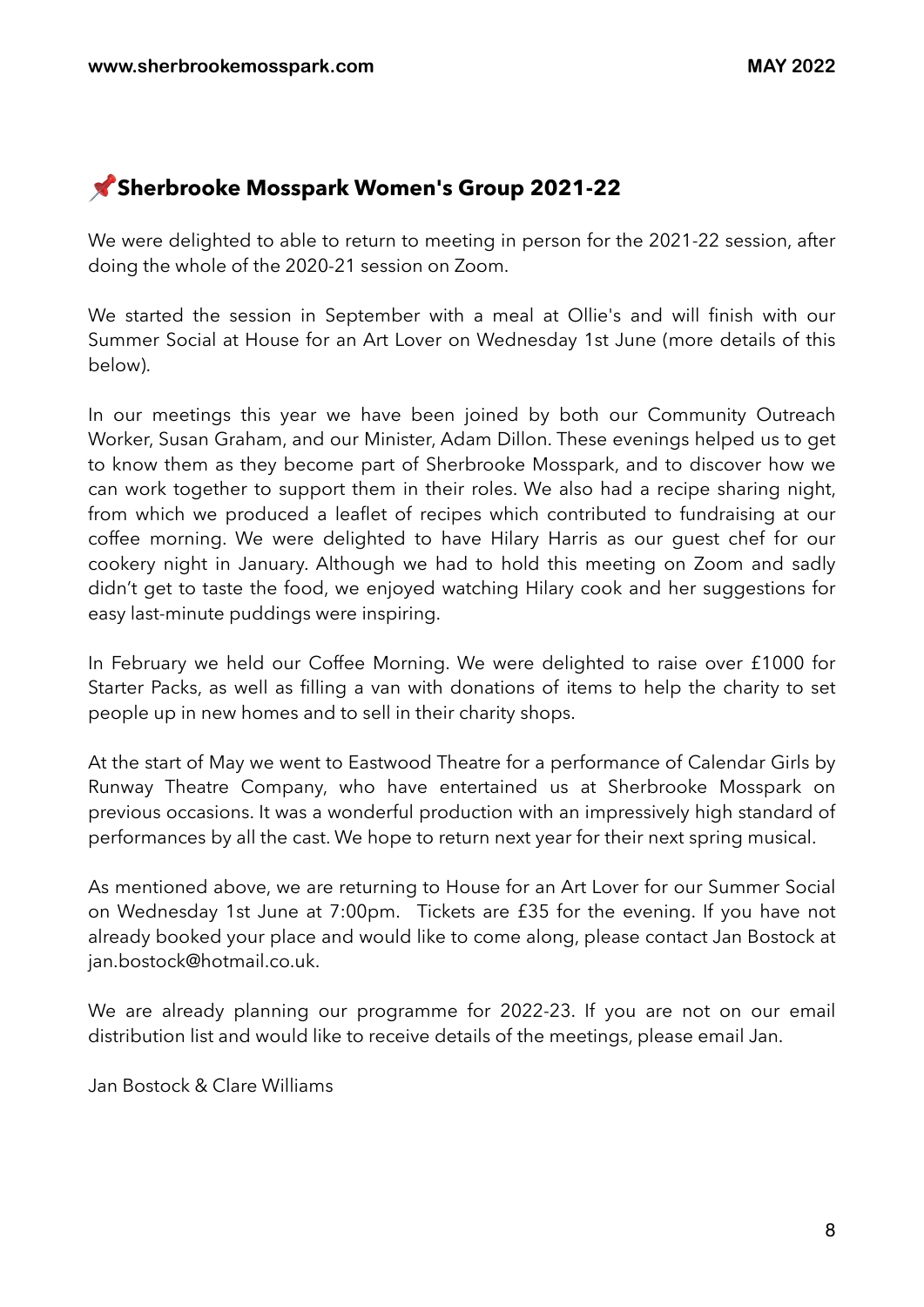## 📌Sherbrooke Mosspark Women's Group 2021-22

We were delighted to able to return to meeting in person for the 2021-22 session, after doing the whole of the 2020-21 session on Zoom.

We started the session in September with a meal at Ollie's and will finish with our Summer Social at House for an Art Lover on Wednesday 1st June (more details of this below).

In our meetings this year we have been joined by both our Community Outreach Worker, Susan Graham, and our Minister, Adam Dillon. These evenings helped us to get to know them as they become part of Sherbrooke Mosspark, and to discover how we can work together to support them in their roles. We also had a recipe sharing night, from which we produced a leaflet of recipes which contributed to fundraising at our coffee morning. We were delighted to have Hilary Harris as our guest chef for our cookery night in January. Although we had to hold this meeting on Zoom and sadly didn't get to taste the food, we enjoyed watching Hilary cook and her suggestions for easy last-minute puddings were inspiring.

In February we held our Coffee Morning. We were delighted to raise over £1000 for Starter Packs, as well as filling a van with donations of items to help the charity to set people up in new homes and to sell in their charity shops.

At the start of May we went to Eastwood Theatre for a performance of Calendar Girls by Runway Theatre Company, who have entertained us at Sherbrooke Mosspark on previous occasions. It was a wonderful production with an impressively high standard of performances by all the cast. We hope to return next year for their next spring musical.

As mentioned above, we are returning to House for an Art Lover for our Summer Social on Wednesday 1st June at 7:00pm. Tickets are £35 for the evening. If you have not already booked your place and would like to come along, please contact Jan Bostock at jan.bostock@hotmail.co.uk.

We are already planning our programme for 2022-23. If you are not on our email distribution list and would like to receive details of the meetings, please email Jan.

Jan Bostock & Clare Williams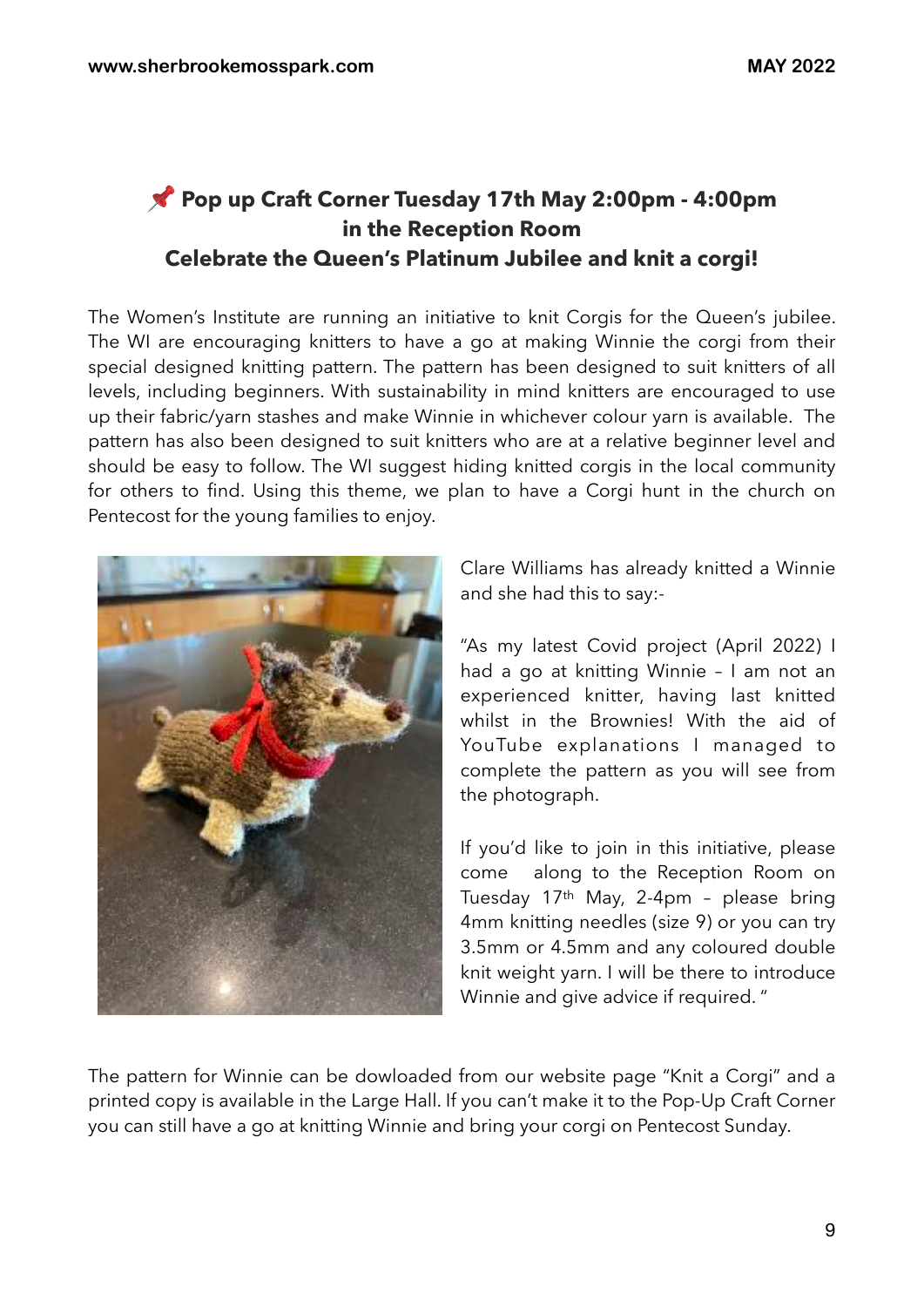## 📌 Pop up Craft Corner Tuesday 17th May 2:00pm - 4:00pm in the Reception Room Celebrate the Queen's Platinum Jubilee and knit a corgi!

The Women's Institute are running an initiative to knit Corgis for the Queen's jubilee. The WI are encouraging knitters to have a go at making Winnie the corgi from their special designed knitting pattern. The pattern has been designed to suit knitters of all levels, including beginners. With sustainability in mind knitters are encouraged to use up their fabric/yarn stashes and make Winnie in whichever colour yarn is available. The pattern has also been designed to suit knitters who are at a relative beginner level and should be easy to follow. The WI suggest hiding knitted corgis in the local community for others to find. Using this theme, we plan to have a Corgi hunt in the church on Pentecost for the young families to enjoy.

Clare Williams has already knitted a Winnie and she had this to say:-

"As my latest Covid project (April 2022) I had a go at knitting Winnie – I am not an experienced knitter, having last knitted whilst in the Brownies! With the aid of YouTube explanations I managed to complete the pattern as you will see from the photograph.

If you'd like to join in this initiative, please come along to the Reception Room on Tuesday 17th May, 2-4pm – please bring 4mm knitting needles (size 9) or you can try 3.5mm or 4.5mm and any coloured double knit weight yarn. I will be there to introduce Winnie and give advice if required. "

The pattern for Winnie can be dowloaded from our website page "Knit a Corgi" and a printed copy is available in the Large Hall. If you can't make it to the Pop-Up Craft Corner you can still have a go at knitting Winnie and bring your corgi on Pentecost Sunday.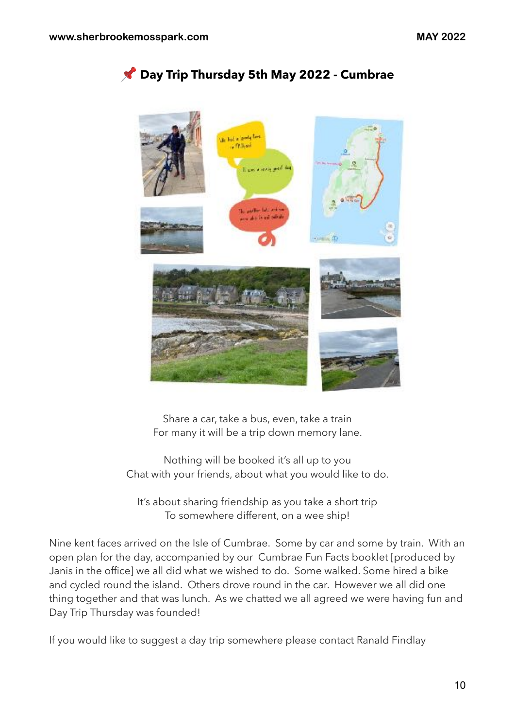## 📌 Day Trip Thursday 5th May 2022 - Cumbrae

Share a car, take a bus, even, take a train
For many it will be a trip down memory lane.

Nothing will be booked it's all up to you
Chat with your friends, about what you would like to do.

It's about sharing friendship as you take a short trip
To somewhere different, on a wee ship!

Nine kent faces arrived on the Isle of Cumbrae. Some by car and some by train. With an open plan for the day, accompanied by our Cumbrae Fun Facts booklet [produced by Janis in the office] we all did what we wished to do. Some walked. Some hired a bike and cycled round the island. Others drove round in the car. However we all did one thing together and that was lunch. As we chatted we all agreed we were having fun and Day Trip Thursday was founded!

If you would like to suggest a day trip somewhere please contact Ranald Findlay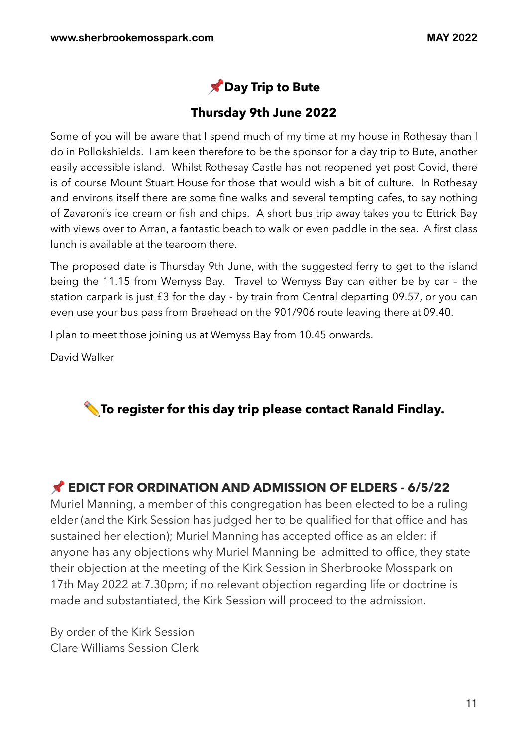## 📌Day Trip to Bute

### Thursday 9th June 2022

Some of you will be aware that I spend much of my time at my house in Rothesay than I do in Pollokshields. I am keen therefore to be the sponsor for a day trip to Bute, another easily accessible island. Whilst Rothesay Castle has not reopened yet post Covid, there is of course Mount Stuart House for those that would wish a bit of culture. In Rothesay and environs itself there are some fine walks and several tempting cafes, to say nothing of Zavaroni's ice cream or fish and chips. A short bus trip away takes you to Ettrick Bay with views over to Arran, a fantastic beach to walk or even paddle in the sea. A first class lunch is available at the tearoom there.

The proposed date is Thursday 9th June, with the suggested ferry to get to the island being the 11.15 from Wemyss Bay. Travel to Wemyss Bay can either be by car – the station carpark is just £3 for the day - by train from Central departing 09.57, or you can even use your bus pass from Braehead on the 901/906 route leaving there at 09.40.

I plan to meet those joining us at Wemyss Bay from 10.45 onwards.

David Walker

**✏️To register for this day trip please contact Ranald Findlay.**

## 📌 EDICT FOR ORDINATION AND ADMISSION OF ELDERS - 6/5/22

Muriel Manning, a member of this congregation has been elected to be a ruling elder (and the Kirk Session has judged her to be qualified for that office and has sustained her election); Muriel Manning has accepted office as an elder: if anyone has any objections why Muriel Manning be admitted to office, they state their objection at the meeting of the Kirk Session in Sherbrooke Mosspark on 17th May 2022 at 7.30pm; if no relevant objection regarding life or doctrine is made and substantiated, the Kirk Session will proceed to the admission.

By order of the Kirk Session
Clare Williams Session Clerk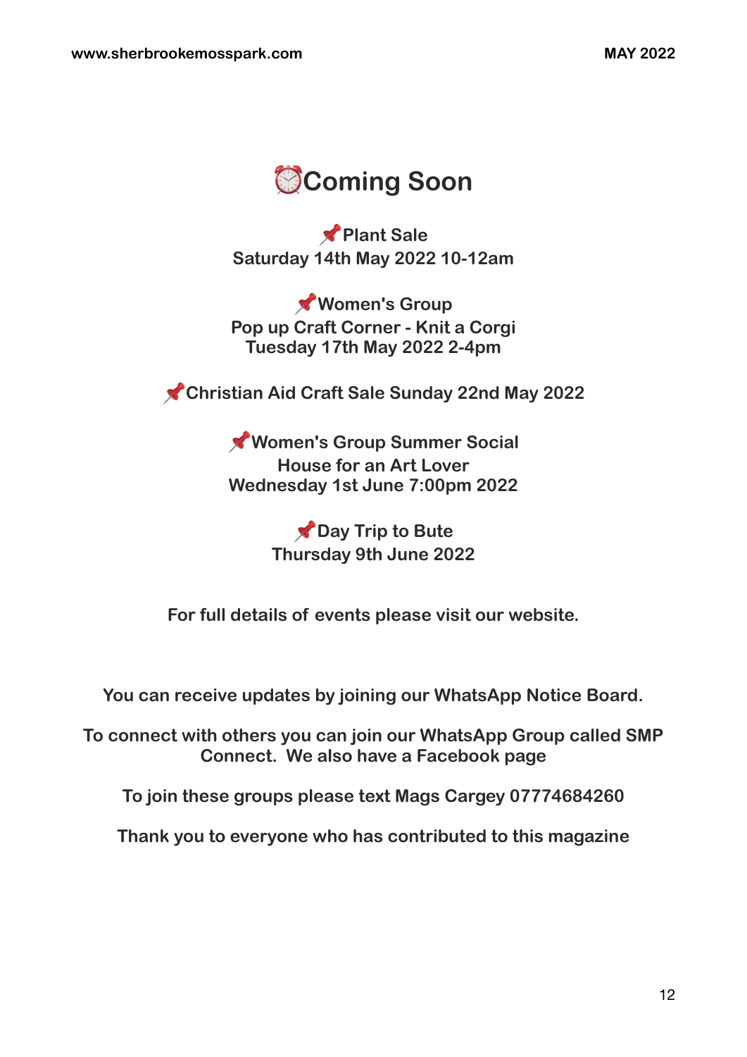# ⏰Coming Soon

📌Plant Sale
Saturday 14th May 2022 10-12am

📌Women's Group
Pop up Craft Corner - Knit a Corgi
Tuesday 17th May 2022 2-4pm

📌Christian Aid Craft Sale Sunday 22nd May 2022

📌Women's Group Summer Social
House for an Art Lover
Wednesday 1st June 7:00pm 2022

📌Day Trip to Bute
Thursday 9th June 2022

For full details of events please visit our website.

You can receive updates by joining our WhatsApp Notice Board.

To connect with others you can join our WhatsApp Group called SMP Connect. We also have a Facebook page

To join these groups please text Mags Cargey 07774684260

Thank you to everyone who has contributed to this magazine